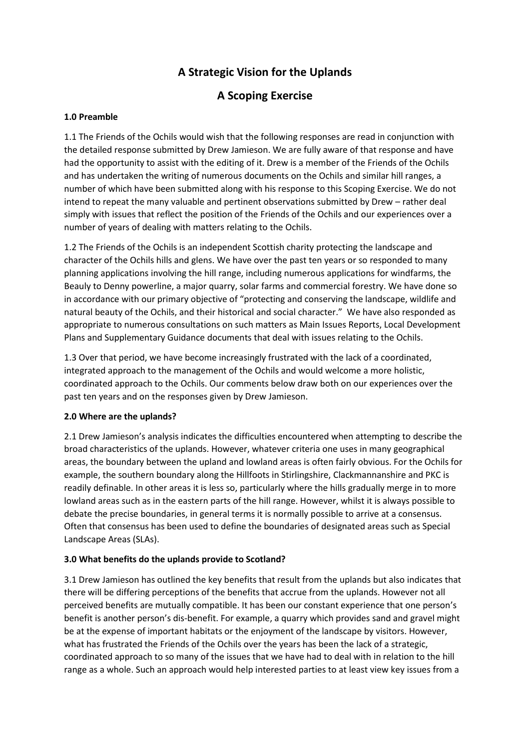# A Strategic Vision for the Uplands

# A Scoping Exercise

### 1.0 Preamble

1.1 The Friends of the Ochils would wish that the following responses are read in conjunction with the detailed response submitted by Drew Jamieson. We are fully aware of that response and have had the opportunity to assist with the editing of it. Drew is a member of the Friends of the Ochils and has undertaken the writing of numerous documents on the Ochils and similar hill ranges, a number of which have been submitted along with his response to this Scoping Exercise. We do not intend to repeat the many valuable and pertinent observations submitted by Drew – rather deal simply with issues that reflect the position of the Friends of the Ochils and our experiences over a number of years of dealing with matters relating to the Ochils.

1.2 The Friends of the Ochils is an independent Scottish charity protecting the landscape and character of the Ochils hills and glens. We have over the past ten years or so responded to many planning applications involving the hill range, including numerous applications for windfarms, the Beauly to Denny powerline, a major quarry, solar farms and commercial forestry. We have done so in accordance with our primary objective of "protecting and conserving the landscape, wildlife and natural beauty of the Ochils, and their historical and social character." We have also responded as appropriate to numerous consultations on such matters as Main Issues Reports, Local Development Plans and Supplementary Guidance documents that deal with issues relating to the Ochils.

1.3 Over that period, we have become increasingly frustrated with the lack of a coordinated, integrated approach to the management of the Ochils and would welcome a more holistic, coordinated approach to the Ochils. Our comments below draw both on our experiences over the past ten years and on the responses given by Drew Jamieson.

### 2.0 Where are the uplands?

2.1 Drew Jamieson's analysis indicates the difficulties encountered when attempting to describe the broad characteristics of the uplands. However, whatever criteria one uses in many geographical areas, the boundary between the upland and lowland areas is often fairly obvious. For the Ochils for example, the southern boundary along the Hillfoots in Stirlingshire, Clackmannanshire and PKC is readily definable. In other areas it is less so, particularly where the hills gradually merge in to more lowland areas such as in the eastern parts of the hill range. However, whilst it is always possible to debate the precise boundaries, in general terms it is normally possible to arrive at a consensus. Often that consensus has been used to define the boundaries of designated areas such as Special Landscape Areas (SLAs).

### 3.0 What benefits do the uplands provide to Scotland?

3.1 Drew Jamieson has outlined the key benefits that result from the uplands but also indicates that there will be differing perceptions of the benefits that accrue from the uplands. However not all perceived benefits are mutually compatible. It has been our constant experience that one person's benefit is another person's dis-benefit. For example, a quarry which provides sand and gravel might be at the expense of important habitats or the enjoyment of the landscape by visitors. However, what has frustrated the Friends of the Ochils over the years has been the lack of a strategic, coordinated approach to so many of the issues that we have had to deal with in relation to the hill range as a whole. Such an approach would help interested parties to at least view key issues from a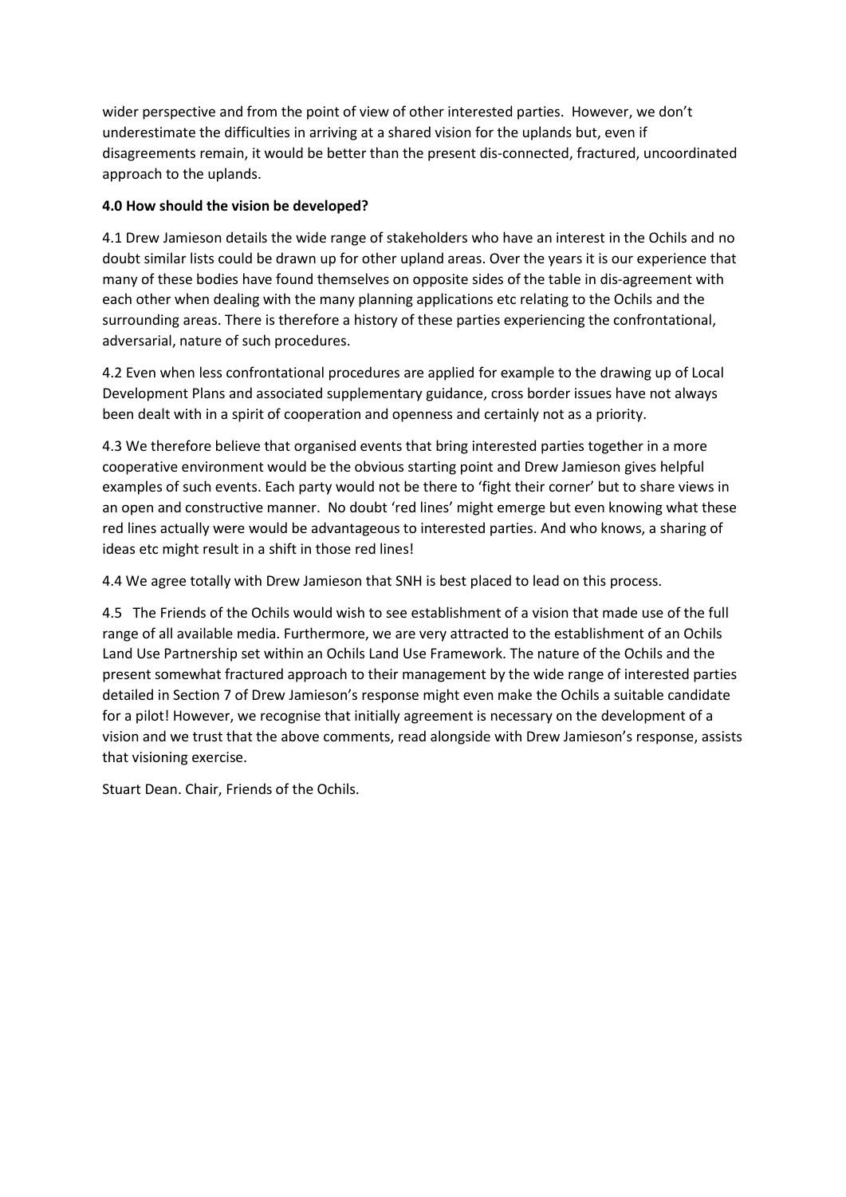wider perspective and from the point of view of other interested parties. However, we don't underestimate the difficulties in arriving at a shared vision for the uplands but, even if disagreements remain, it would be better than the present dis-connected, fractured, uncoordinated approach to the uplands.

**4.0 How should the vision be developed?**

4.1 Drew Jamieson details the wide range of stakeholders who have an interest in the Ochils and no doubt similar lists could be drawn up for other upland areas. Over the years it is our experience that many of these bodies have found themselves on opposite sides of the table in dis-agreement with each other when dealing with the many planning applications etc relating to the Ochils and the surrounding areas. There is therefore a history of these parties experiencing the confrontational, adversarial, nature of such procedures.

4.2 Even when less confrontational procedures are applied for example to the drawing up of Local Development Plans and associated supplementary guidance, cross border issues have not always been dealt with in a spirit of cooperation and openness and certainly not as a priority.

4.3 We therefore believe that organised events that bring interested parties together in a more cooperative environment would be the obvious starting point and Drew Jamieson gives helpful examples of such events. Each party would not be there to 'fight their corner' but to share views in an open and constructive manner. No doubt 'red lines' might emerge but even knowing what these red lines actually were would be advantageous to interested parties. And who knows, a sharing of ideas etc might result in a shift in those red lines!

4.4 We agree totally with Drew Jamieson that SNH is best placed to lead on this process.

4.5 The Friends of the Ochils would wish to see establishment of a vision that made use of the full range of all available media. Furthermore, we are very attracted to the establishment of an Ochils Land Use Partnership set within an Ochils Land Use Framework. The nature of the Ochils and the present somewhat fractured approach to their management by the wide range of interested parties detailed in Section 7 of Drew Jamieson's response might even make the Ochils a suitable candidate for a pilot! However, we recognise that initially agreement is necessary on the development of a vision and we trust that the above comments, read alongside with Drew Jamieson's response, assists that visioning exercise.

Stuart Dean. Chair, Friends of the Ochils.